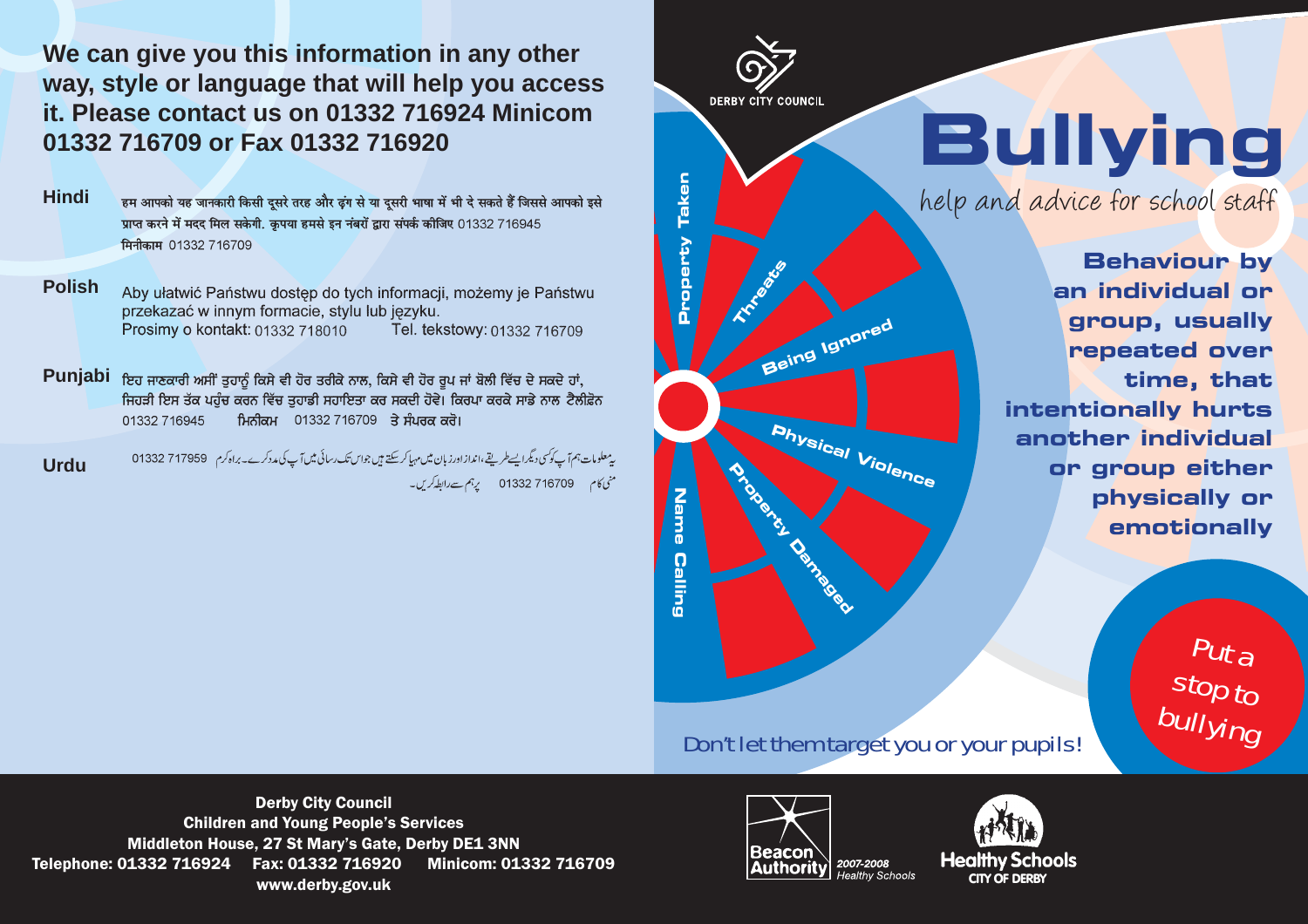**We can give you this information in any other way, style or language that will help you access it. Please contact us on 01332 716924 Minicom 01332 716709 or Fax 01332 716920**

**Hindi** हम आपको यह जानकारी किसी दूसरे तरह और ढ़ंग से या दूसरी भाषा में भी दे सकते हैं जिससे आपको इसे प्राप्त करने में मदद मिल सकेगी. कृपया हमसे इन नंबरों द्वारा संपर्क कीजिए 01332 716945 मिनीकाम 01332 716709

**Polish** Aby ułatwić Państwu dostęp do tych informacji, możemy je Państwu przekazać w innym formacie, stylu lub języku.
Prosimy o kontakt: 01332 718010 Tel. tekstowy: 01332 716709

**Punjabi** ਇਹ ਜਾਣਕਾਰੀ ਅਸੀਂ ਤੁਹਾਨੂੰ ਕਿਸੇ ਵੀ ਹੋਰ ਤਰੀਕੇ ਨਾਲ, ਕਿਸੇ ਵੀ ਹੋਰ ਰੂਪ ਜਾਂ ਬੋਲੀ ਵਿੱਚ ਦੇ ਸਕਦੇ ਹਾਂ, ਜਿਹੜੀ ਇਸ ਤੱਕ ਪਹੁੰਚ ਕਰਨ ਵਿੱਚ ਤੁਹਾਡੀ ਸਹਾਇਤਾ ਕਰ ਸਕਦੀ ਹੋਵੇ। ਕਿਰਪਾ ਕਰਕੇ ਸਾਡੇ ਨਾਲ ਟੈਲੀਫ਼ੋਨ 01332 716945 ਮਿਨੀਕਮ 01332 716709 ਤੇ ਸੰਪਰਕ ਕਰੋ।

**Urdu** یہ معلومات ہم آپ کو کسی دیگر ایسے طریقے، انداز اور زبان میں مہیا کر سکتے ہیں جو اس تک رسائی میں آپ کی مدد کرے۔ براہ کرم 01332 717959 منی کام 01332 716709 پر ہم سے رابطہ کریں۔

DERBY CITY COUNCIL

# Bullying

## help and advice for school staff

**Behaviour by an individual or group, usually repeated over time, that intentionally hurts another individual or group either physically or emotionally**

Property Taken
Threats
Being Ignored
Physical Violence
Property Damaged
Name Calling

*Put a stop to bullying*

Don't let them target you or your pupils!

**Derby City Council**
**Children and Young People's Services**
**Middleton House, 27 St Mary's Gate, Derby DE1 3NN**
**Telephone: 01332 716924 Fax: 01332 716920 Minicom: 01332 716709**
**www.derby.gov.uk**

Beacon Authority 2007-2008 Healthy Schools

Healthy Schools CITY OF DERBY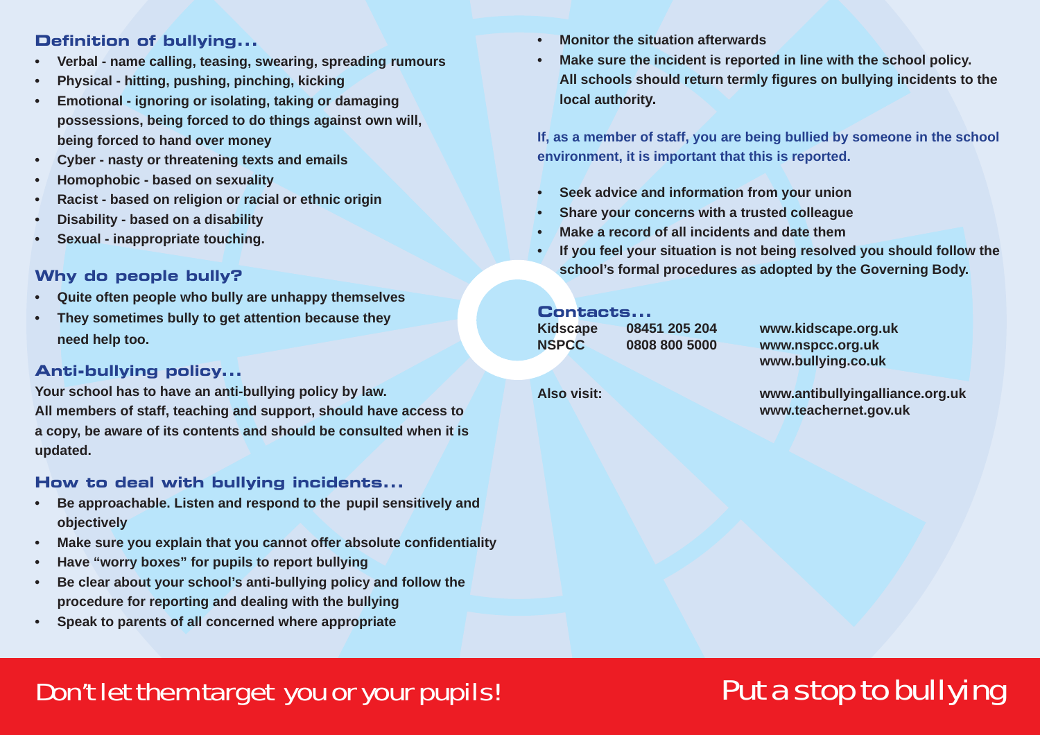## Definition of bullying...

- **Verbal - name calling, teasing, swearing, spreading rumours**
- **Physical - hitting, pushing, pinching, kicking**
- **Emotional - ignoring or isolating, taking or damaging possessions, being forced to do things against own will, being forced to hand over money**
- **Cyber - nasty or threatening texts and emails**
- **Homophobic - based on sexuality**
- **Racist - based on religion or racial or ethnic origin**
- **Disability - based on a disability**
- **Sexual - inappropriate touching.**

## Why do people bully?

- **Quite often people who bully are unhappy themselves**
- **They sometimes bully to get attention because they need help too.**

## Anti-bullying policy...

**Your school has to have an anti-bullying policy by law. All members of staff, teaching and support, should have access to a copy, be aware of its contents and should be consulted when it is updated.**

## How to deal with bullying incidents...

- **Be approachable. Listen and respond to the pupil sensitively and objectively**
- **Make sure you explain that you cannot offer absolute confidentiality**
- **Have "worry boxes" for pupils to report bullying**
- **Be clear about your school's anti-bullying policy and follow the procedure for reporting and dealing with the bullying**
- **Speak to parents of all concerned where appropriate**
- **Monitor the situation afterwards**
- **Make sure the incident is reported in line with the school policy. All schools should return termly figures on bullying incidents to the local authority.**

**If, as a member of staff, you are being bullied by someone in the school environment, it is important that this is reported.**

- **Seek advice and information from your union**
- **Share your concerns with a trusted colleague**
- **Make a record of all incidents and date them**
- **If you feel your situation is not being resolved you should follow the school's formal procedures as adopted by the Governing Body.**

## Contacts...

| | | |
|---|---|---|
| **Kidscape** | **08451 205 204** | **www.kidscape.org.uk** |
| **NSPCC** | **0808 800 5000** | **www.nspcc.org.uk** |
| | | **www.bullying.co.uk** |
| **Also visit:** | | **www.antibullyingalliance.org.uk** |
| | | **www.teachernet.gov.uk** |

Don't let them target you or your pupils!

Put a stop to bullying